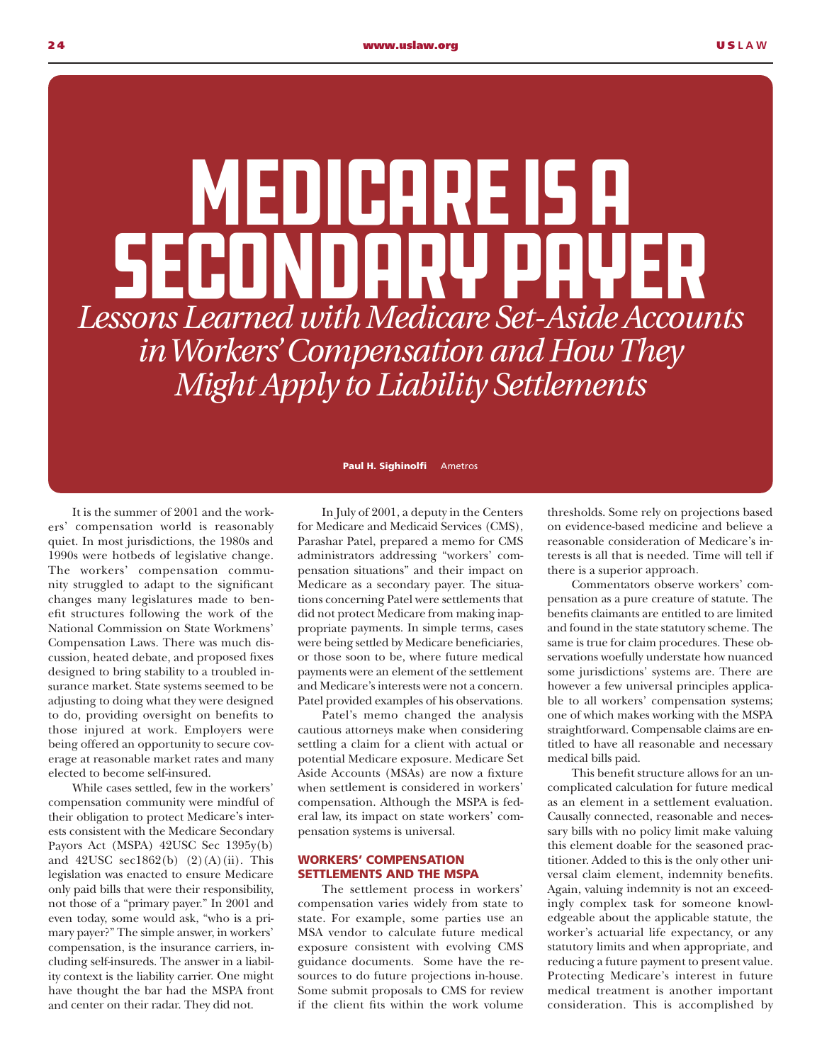# MEDICARE IS A SECONDARY PAYER

## *Lessons Learned with Medicare Set-Aside Accounts in Workers' Compensation and How They Might Apply to Liability Settlements*

**Paul H. Sighinolfi** Ametros

It is the summer of 2001 and the workers' compensation world is reasonably quiet. In most jurisdictions, the 1980s and 1990s were hotbeds of legislative change. The workers' compensation community struggled to adapt to the significant changes many legislatures made to benefit structures following the work of the National Commission on State Workmens' Compensation Laws. There was much discussion, heated debate, and proposed fixes designed to bring stability to a troubled insurance market. State systems seemed to be adjusting to doing what they were designed to do, providing oversight on benefits to those injured at work. Employers were being offered an opportunity to secure coverage at reasonable market rates and many elected to become self-insured.

While cases settled, few in the workers' compensation community were mindful of their obligation to protect Medicare's interests consistent with the Medicare Secondary Payors Act (MSPA) 42USC Sec 1395y(b) and 42USC sec1862(b) (2)(A)(ii). This legislation was enacted to ensure Medicare only paid bills that were their responsibility, not those of a "primary payer." In 2001 and even today, some would ask, "who is a primary payer?" The simple answer, in workers' compensation, is the insurance carriers, including self-insureds. The answer in a liability context is the liability carrier. One might have thought the bar had the MSPA front and center on their radar. They did not.

In July of 2001, a deputy in the Centers for Medicare and Medicaid Services (CMS), Parashar Patel, prepared a memo for CMS administrators addressing "workers' compensation situations" and their impact on Medicare as a secondary payer. The situations concerning Patel were settlements that did not protect Medicare from making inappropriate payments. In simple terms, cases were being settled by Medicare beneficiaries, or those soon to be, where future medical payments were an element of the settlement and Medicare's interests were not a concern. Patel provided examples of his observations.

Patel's memo changed the analysis cautious attorneys make when considering settling a claim for a client with actual or potential Medicare exposure. Medicare Set Aside Accounts (MSAs) are now a fixture when settlement is considered in workers' compensation. Although the MSPA is federal law, its impact on state workers' compensation systems is universal.

### WORKERS' COMPENSATION SETTLEMENTS AND THE MSPA

The settlement process in workers' compensation varies widely from state to state. For example, some parties use an MSA vendor to calculate future medical exposure consistent with evolving CMS guidance documents. Some have the resources to do future projections in-house. Some submit proposals to CMS for review if the client fits within the work volume thresholds. Some rely on projections based on evidence-based medicine and believe a reasonable consideration of Medicare's interests is all that is needed. Time will tell if there is a superior approach.

Commentators observe workers' compensation as a pure creature of statute. The benefits claimants are entitled to are limited and found in the state statutory scheme. The same is true for claim procedures. These observations woefully understate how nuanced some jurisdictions' systems are. There are however a few universal principles applicable to all workers' compensation systems; one of which makes working with the MSPA straightforward. Compensable claims are entitled to have all reasonable and necessary medical bills paid.

This benefit structure allows for an uncomplicated calculation for future medical as an element in a settlement evaluation. Causally connected, reasonable and necessary bills with no policy limit make valuing this element doable for the seasoned practitioner. Added to this is the only other universal claim element, indemnity benefits. Again, valuing indemnity is not an exceedingly complex task for someone knowledgeable about the applicable statute, the worker's actuarial life expectancy, or any statutory limits and when appropriate, and reducing a future payment to present value. Protecting Medicare's interest in future medical treatment is another important consideration. This is accomplished by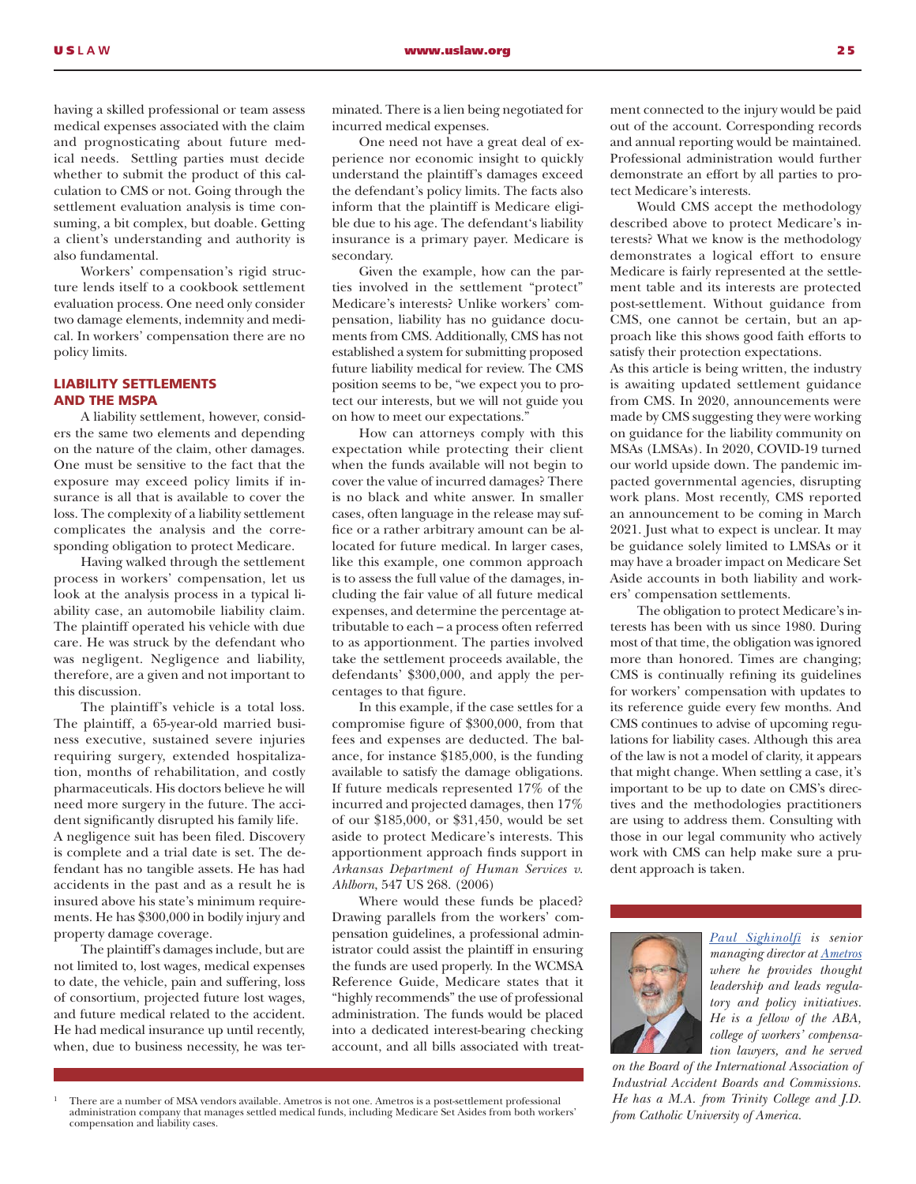having a skilled professional or team assess medical expenses associated with the claim and prognosticating about future medical needs. Settling parties must decide whether to submit the product of this calculation to CMS or not. Going through the settlement evaluation analysis is time consuming, a bit complex, but doable. Getting a client's understanding and authority is also fundamental.

Workers' compensation's rigid structure lends itself to a cookbook settlement evaluation process. One need only consider two damage elements, indemnity and medical. In workers' compensation there are no policy limits.

## LIABILITY SETTLEMENTS AND THE MSPA

A liability settlement, however, considers the same two elements and depending on the nature of the claim, other damages. One must be sensitive to the fact that the exposure may exceed policy limits if insurance is all that is available to cover the loss. The complexity of a liability settlement complicates the analysis and the corresponding obligation to protect Medicare.

Having walked through the settlement process in workers' compensation, let us look at the analysis process in a typical liability case, an automobile liability claim. The plaintiff operated his vehicle with due care. He was struck by the defendant who was negligent. Negligence and liability, therefore, are a given and not important to this discussion.

The plaintiff's vehicle is a total loss. The plaintiff, a 65-year-old married business executive, sustained severe injuries requiring surgery, extended hospitalization, months of rehabilitation, and costly pharmaceuticals. His doctors believe he will need more surgery in the future. The accident significantly disrupted his family life. A negligence suit has been filed. Discovery is complete and a trial date is set. The defendant has no tangible assets. He has had accidents in the past and as a result he is insured above his state's minimum requirements. He has $300,000 in bodily injury and property damage coverage.

The plaintiff's damages include, but are not limited to, lost wages, medical expenses to date, the vehicle, pain and suffering, loss of consortium, projected future lost wages, and future medical related to the accident. He had medical insurance up until recently, when, due to business necessity, he was terminated. There is a lien being negotiated for incurred medical expenses.

One need not have a great deal of experience nor economic insight to quickly understand the plaintiff's damages exceed the defendant's policy limits. The facts also inform that the plaintiff is Medicare eligible due to his age. The defendant's liability insurance is a primary payer. Medicare is secondary.

Given the example, how can the parties involved in the settlement "protect" Medicare's interests? Unlike workers' compensation, liability has no guidance documents from CMS. Additionally, CMS has not established a system for submitting proposed future liability medical for review. The CMS position seems to be, "we expect you to protect our interests, but we will not guide you on how to meet our expectations."

How can attorneys comply with this expectation while protecting their client when the funds available will not begin to cover the value of incurred damages? There is no black and white answer. In smaller cases, often language in the release may suffice or a rather arbitrary amount can be allocated for future medical. In larger cases, like this example, one common approach is to assess the full value of the damages, including the fair value of all future medical expenses, and determine the percentage attributable to each – a process often referred to as apportionment. The parties involved take the settlement proceeds available, the defendants' $300,000, and apply the percentages to that figure.

In this example, if the case settles for a compromise figure of $300,000, from that fees and expenses are deducted. The balance, for instance $185,000, is the funding available to satisfy the damage obligations. If future medicals represented 17% of the incurred and projected damages, then 17% of our $185,000, or $31,450, would be set aside to protect Medicare's interests. This apportionment approach finds support in *Arkansas Department of Human Services v. Ahlborn*, 547 US 268. (2006)

Where would these funds be placed? Drawing parallels from the workers' compensation guidelines, a professional administrator could assist the plaintiff in ensuring the funds are used properly. In the WCMSA Reference Guide, Medicare states that it "highly recommends" the use of professional administration. The funds would be placed into a dedicated interest-bearing checking account, and all bills associated with treatment connected to the injury would be paid out of the account. Corresponding records and annual reporting would be maintained. Professional administration would further demonstrate an effort by all parties to protect Medicare's interests.

Would CMS accept the methodology described above to protect Medicare's interests? What we know is the methodology demonstrates a logical effort to ensure Medicare is fairly represented at the settlement table and its interests are protected post-settlement. Without guidance from CMS, one cannot be certain, but an approach like this shows good faith efforts to satisfy their protection expectations.

As this article is being written, the industry is awaiting updated settlement guidance from CMS. In 2020, announcements were made by CMS suggesting they were working on guidance for the liability community on MSAs (LMSAs). In 2020, COVID-19 turned our world upside down. The pandemic impacted governmental agencies, disrupting work plans. Most recently, CMS reported an announcement to be coming in March 2021. Just what to expect is unclear. It may be guidance solely limited to LMSAs or it may have a broader impact on Medicare Set Aside accounts in both liability and workers' compensation settlements.

The obligation to protect Medicare's interests has been with us since 1980. During most of that time, the obligation was ignored more than honored. Times are changing; CMS is continually refining its guidelines for workers' compensation with updates to its reference guide every few months. And CMS continues to advise of upcoming regulations for liability cases. Although this area of the law is not a model of clarity, it appears that might change. When settling a case, it's important to be up to date on CMS's directives and the methodologies practitioners are using to address them. Consulting with those in our legal community who actively work with CMS can help make sure a prudent approach is taken.

*Paul Sighinolfi is senior managing director at Ametros where he provides thought leadership and leads regulatory and policy initiatives. He is a fellow of the ABA, college of workers' compensation lawyers, and he served on the Board of the International Association of Industrial Accident Boards and Commissions. He has a M.A. from Trinity College and J.D. from Catholic University of America.*

[1] There are a number of MSA vendors available. Ametros is not one. Ametros is a post-settlement professional administration company that manages settled medical funds, including Medicare Set Asides from both workers' compensation and liability cases.